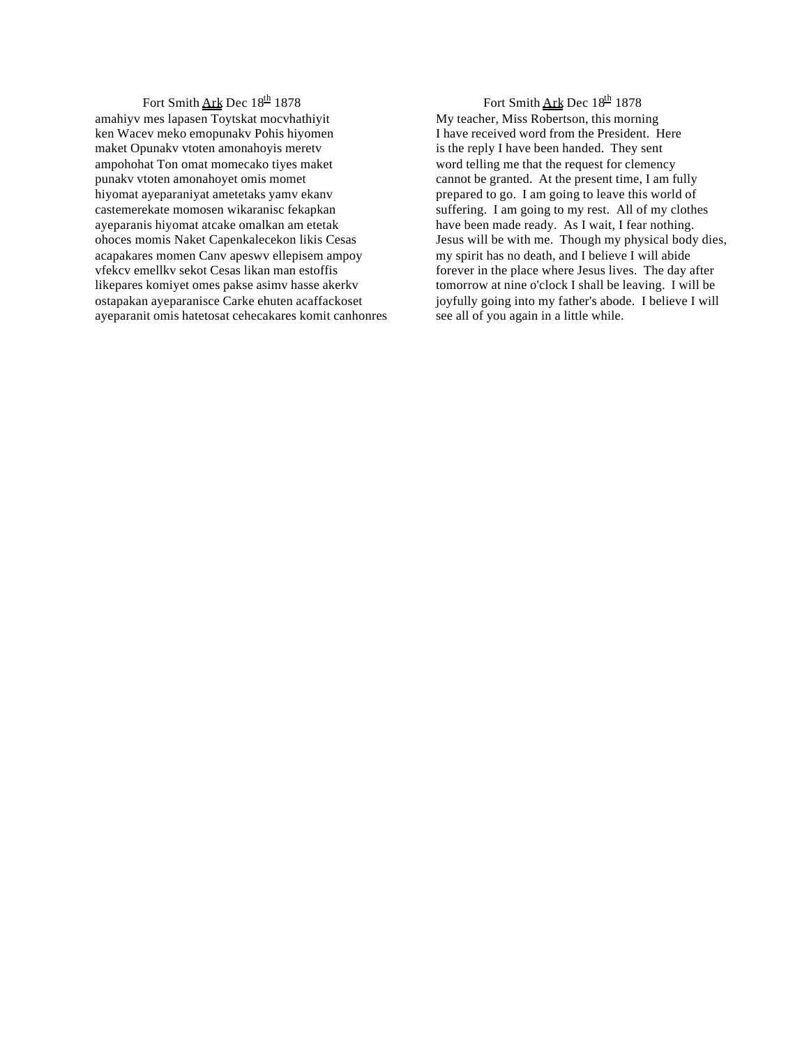Fort Smith <u>Ark</u> Dec 18th 1878

amahiyv mes lapasen Toytskat mocvhathiyit
ken Wacev meko emopunakv Pohis hiyomen
maket Opunakv vtoten amonahoyis meretv
ampohohat Ton omat momecako tiyes maket
punakv vtoten amonahoyet omis momet
hiyomat ayeparaniyat ametetaks yamv ekanv
castemerekate momosen wikaranisc fekapkan
ayeparanis hiyomat atcake omalkan am etetak
ohoces momis Naket Capenkalecekon likis Cesas
acapakares momen Canv apeswv ellepisem ampoy
vfekcv emellkv sekot Cesas likan man estoffis
likepares komiyet omes pakse asimv hasse akerkv
ostapakan ayeparanisce Carke ehuten acaffackoset
ayeparanit omis hatetosat cehecakares komit canhonres

Fort Smith <u>Ark</u> Dec 18th 1878

My teacher, Miss Robertson, this morning
I have received word from the President. Here
is the reply I have been handed. They sent
word telling me that the request for clemency
cannot be granted. At the present time, I am fully
prepared to go. I am going to leave this world of
suffering. I am going to my rest. All of my clothes
have been made ready. As I wait, I fear nothing.
Jesus will be with me. Though my physical body dies,
my spirit has no death, and I believe I will abide
forever in the place where Jesus lives. The day after
tomorrow at nine o'clock I shall be leaving. I will be
joyfully going into my father's abode. I believe I will
see all of you again in a little while.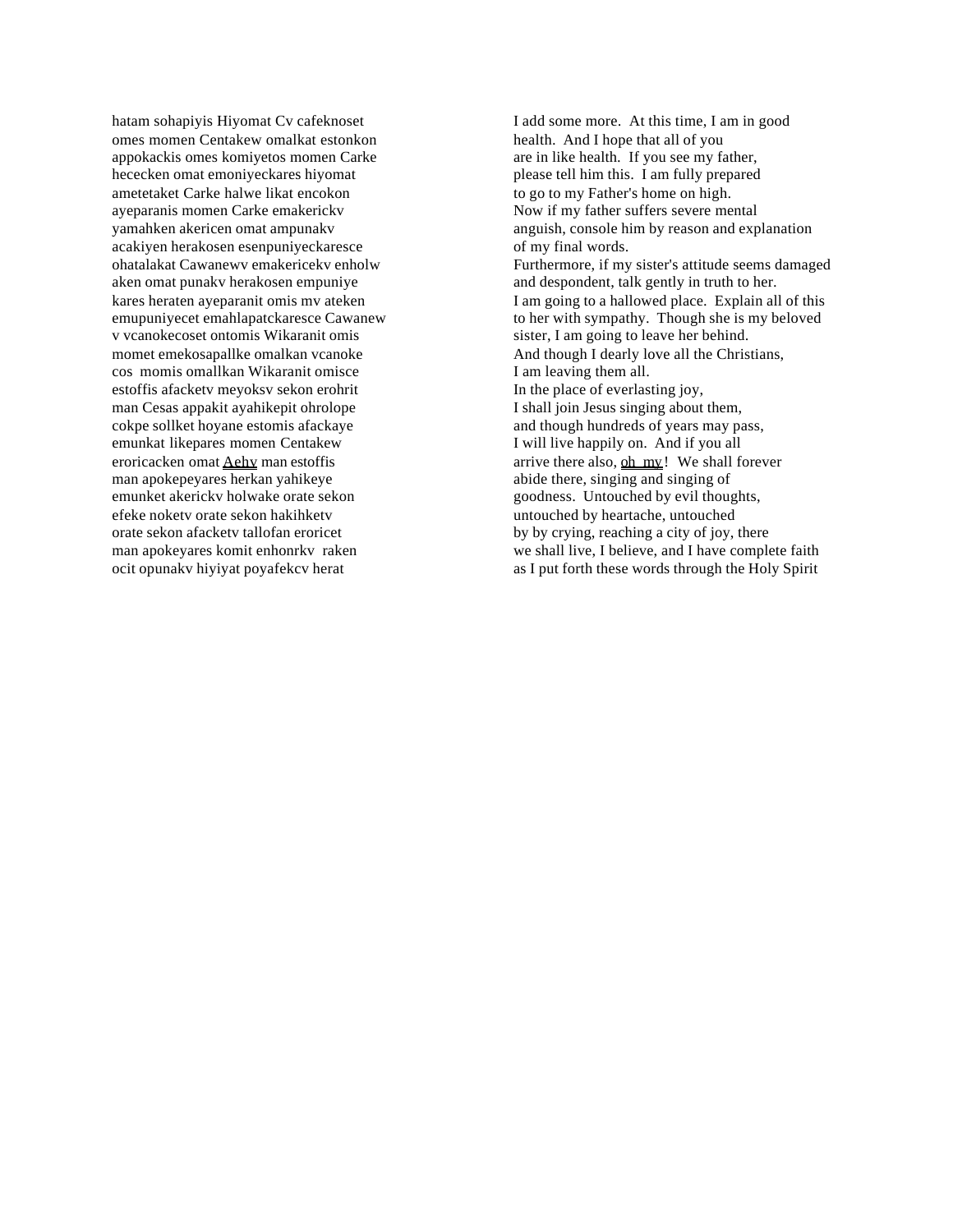hatam sohapiyis Hiyomat Cv cafeknoset
omes momen Centakew omalkat estonkon
appokackis omes komiyetos momen Carke
hececken omat emoniyeckares hiyomat
ametetaket Carke halwe likat encokon
ayeparanis momen Carke emakerickv
yamahken akericen omat ampunakv
acakiyen herakosen esenpuniyeckaresce
ohatalakat Cawanewv emakericekv enholw
aken omat punakv herakosen empuniye
kares heraten ayeparanit omis mv ateken
emupuniyecet emahlapatckaresce Cawanew
v vcanokecoset ontomis Wikaranit omis
momet emekosapallke omalkan vcanoke
cos momis omallkan Wikaranit omisce
estoffis afacketv meyoksv sekon erohrit
man Cesas appakit ayahikepit ohrolope
cokpe sollket hoyane estomis afackaye
emunkat likepares momen Centakew
eroricacken omat <u>Aehv</u> man estoffis
man apokepeyares herkan yahikeye
emunket akerickv holwake orate sekon
efeke noketv orate sekon hakihketv
orate sekon afacketv tallofan eroricet
man apokeyares komit enhonrkv raken
ocit opunakv hiyiyat poyafekcv herat

I add some more. At this time, I am in good
health. And I hope that all of you
are in like health. If you see my father,
please tell him this. I am fully prepared
to go to my Father's home on high.
Now if my father suffers severe mental
anguish, console him by reason and explanation
of my final words.
Furthermore, if my sister's attitude seems damaged
and despondent, talk gently in truth to her.
I am going to a hallowed place. Explain all of this
to her with sympathy. Though she is my beloved
sister, I am going to leave her behind.
And though I dearly love all the Christians,
I am leaving them all.
In the place of everlasting joy,
I shall join Jesus singing about them,
and though hundreds of years may pass,
I will live happily on. And if you all
arrive there also, <u>oh my</u>! We shall forever
abide there, singing and singing of
goodness. Untouched by evil thoughts,
untouched by heartache, untouched
by by crying, reaching a city of joy, there
we shall live, I believe, and I have complete faith
as I put forth these words through the Holy Spirit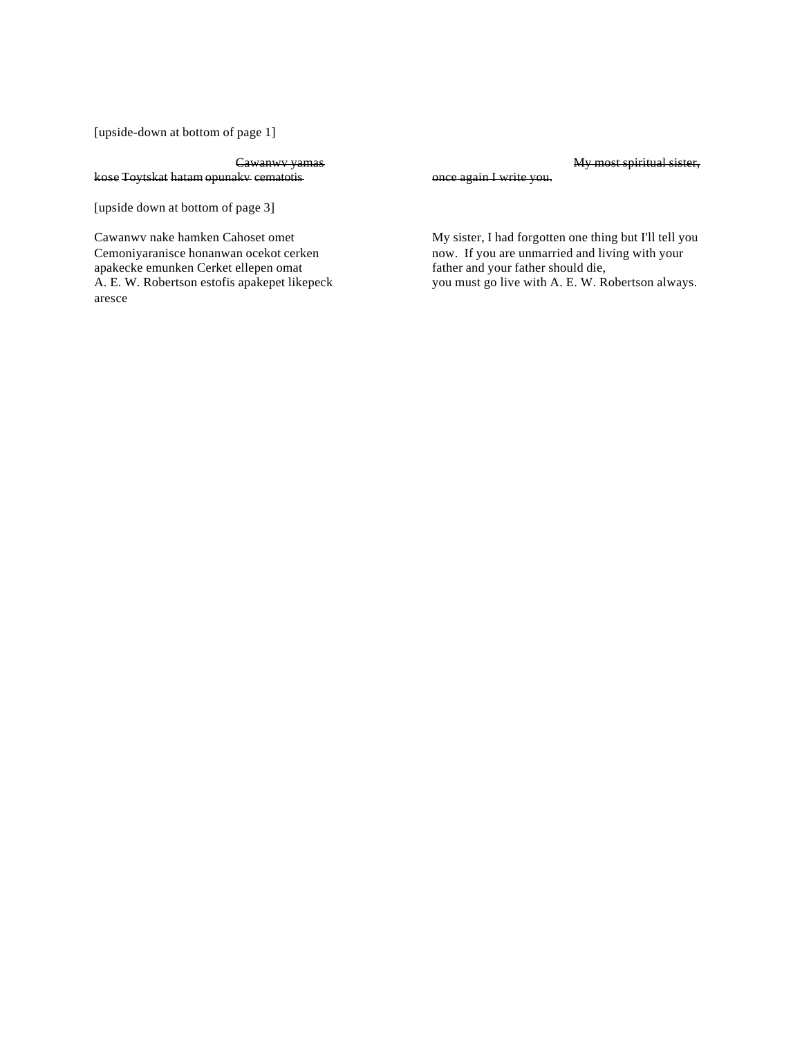[upside-down at bottom of page 1]

~~Cawanwv yamas~~
~~kose Toytskat hatam opunakv cematotis~~

~~My most spiritual sister,~~
~~once again I write you.~~

[upside down at bottom of page 3]

Cawanwv nake hamken Cahoset omet
Cemoniyaranisce honanwan ocekot cerken
apakecke emunken Cerket ellepen omat
A. E. W. Robertson estofis apakepet likepeck
aresce

My sister, I had forgotten one thing but I'll tell you
now. If you are unmarried and living with your
father and your father should die,
you must go live with A. E. W. Robertson always.